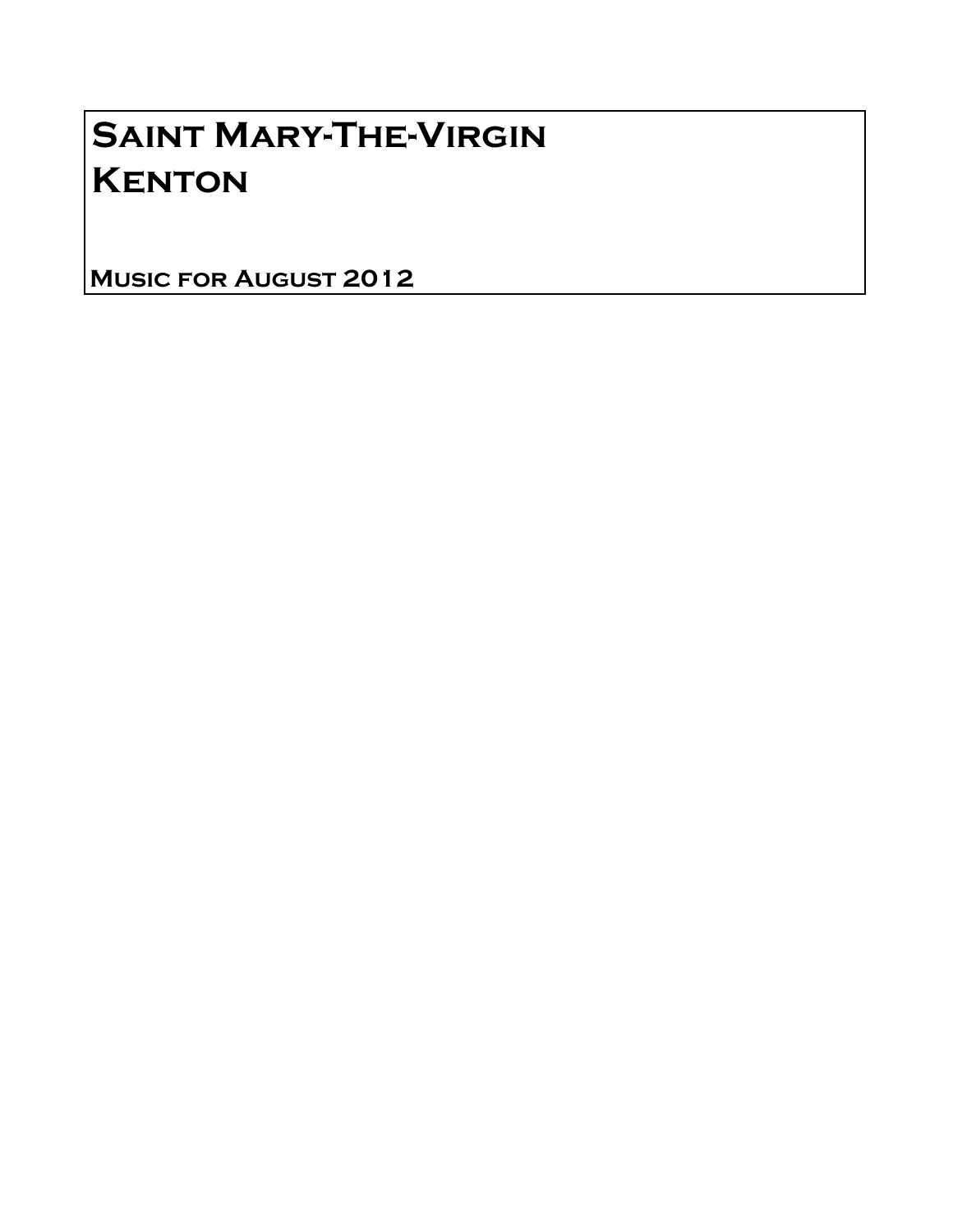# Saint Mary-The-Virgin Kenton

**Music for August 2012**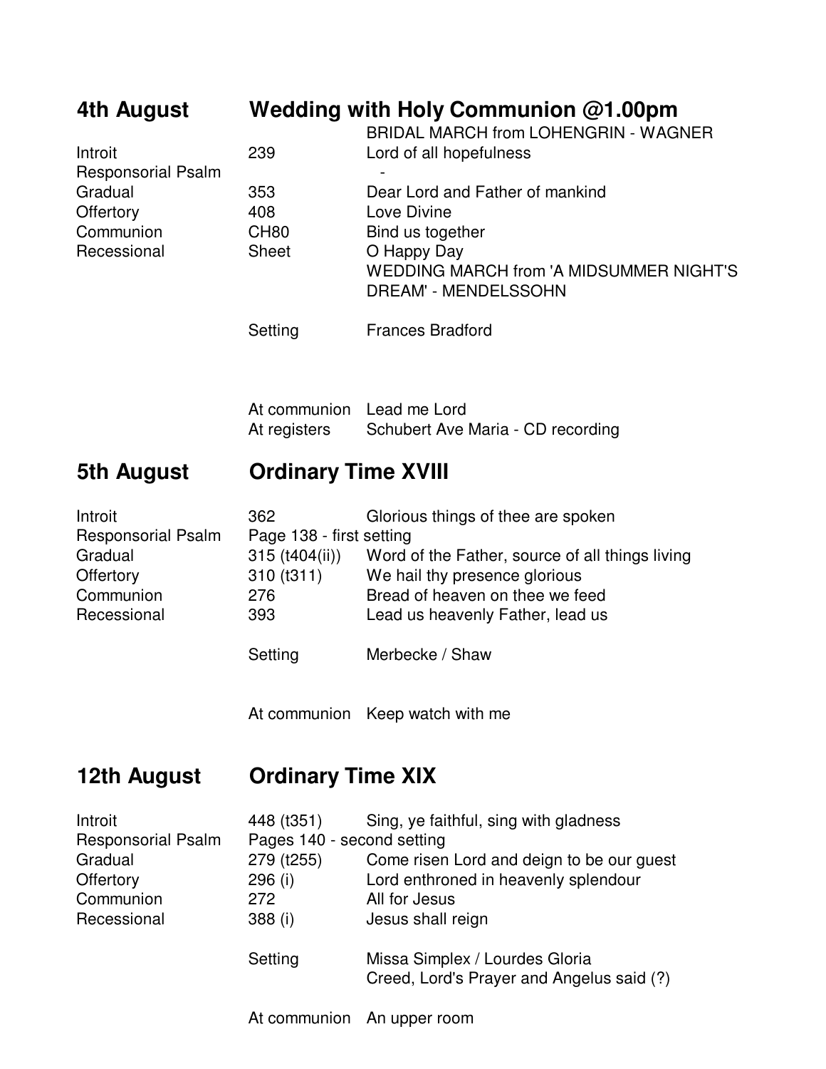## 4th August — Wedding with Holy Communion @1.00pm

| | | |
|---|---|---|
| | | BRIDAL MARCH from LOHENGRIN - WAGNER |
| Introit | 239 | Lord of all hopefulness |
| Responsorial Psalm | | - |
| Gradual | 353 | Dear Lord and Father of mankind |
| Offertory | 408 | Love Divine |
| Communion | CH80 | Bind us together |
| Recessional | Sheet | O Happy Day |
| | | WEDDING MARCH from 'A MIDSUMMER NIGHT'S DREAM' - MENDELSSOHN |
| | Setting | Frances Bradford |
| | At communion | Lead me Lord |
| | At registers | Schubert Ave Maria - CD recording |

## 5th August — Ordinary Time XVIII

| | | |
|---|---|---|
| Introit | 362 | Glorious things of thee are spoken |
| Responsorial Psalm | Page 138 - first setting | |
| Gradual | 315 (t404(ii)) | Word of the Father, source of all things living |
| Offertory | 310 (t311) | We hail thy presence glorious |
| Communion | 276 | Bread of heaven on thee we feed |
| Recessional | 393 | Lead us heavenly Father, lead us |
| | Setting | Merbecke / Shaw |
| | At communion | Keep watch with me |

## 12th August — Ordinary Time XIX

| | | |
|---|---|---|
| Introit | 448 (t351) | Sing, ye faithful, sing with gladness |
| Responsorial Psalm | Pages 140 - second setting | |
| Gradual | 279 (t255) | Come risen Lord and deign to be our guest |
| Offertory | 296 (i) | Lord enthroned in heavenly splendour |
| Communion | 272 | All for Jesus |
| Recessional | 388 (i) | Jesus shall reign |
| | Setting | Missa Simplex / Lourdes Gloria |
| | | Creed, Lord's Prayer and Angelus said (?) |
| | At communion | An upper room |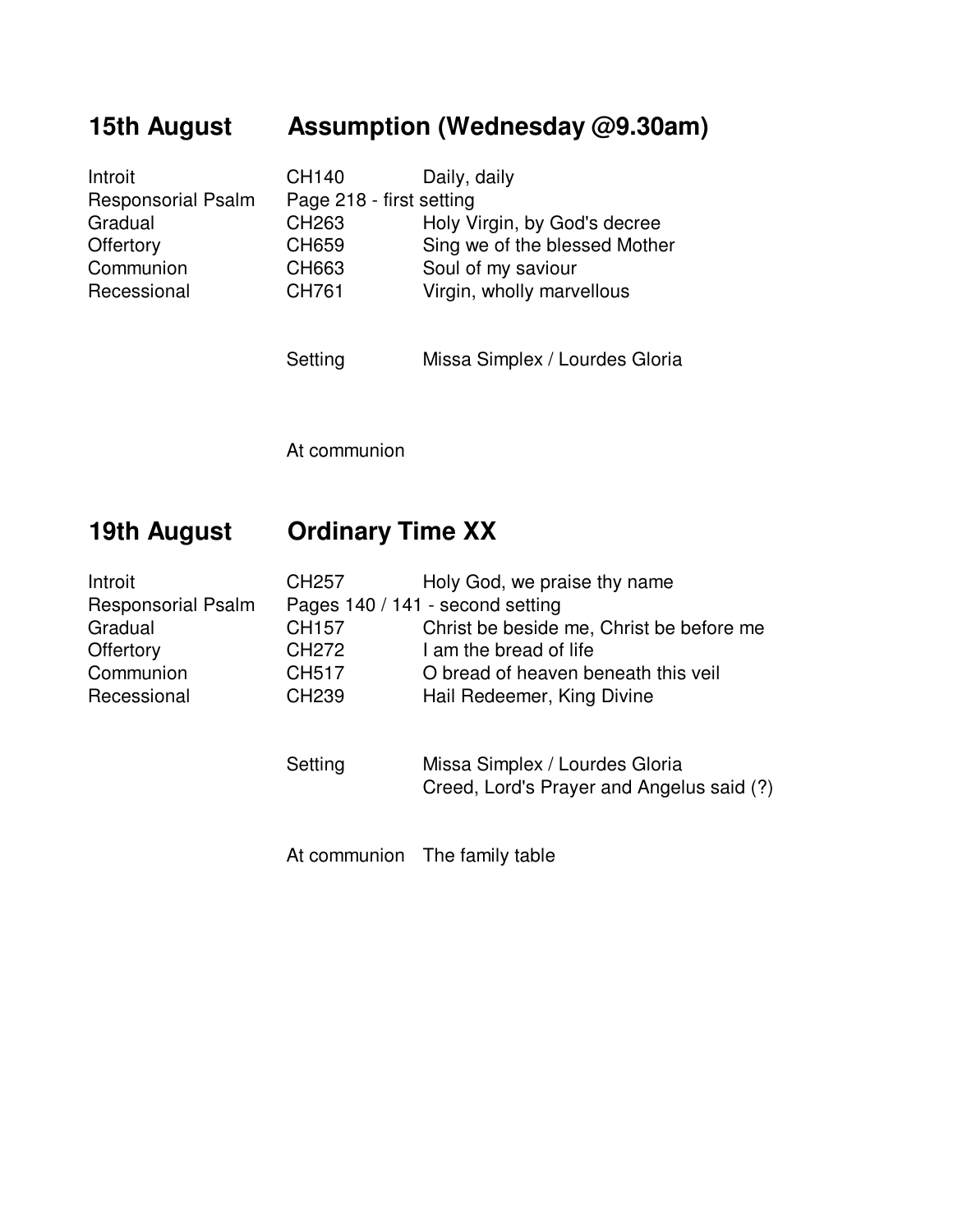## 15th August — Assumption (Wednesday @9.30am)

| | | |
|---|---|---|
| Introit | CH140 | Daily, daily |
| Responsorial Psalm | Page 218 - first setting | |
| Gradual | CH263 | Holy Virgin, by God's decree |
| Offertory | CH659 | Sing we of the blessed Mother |
| Communion | CH663 | Soul of my saviour |
| Recessional | CH761 | Virgin, wholly marvellous |

Setting — Missa Simplex / Lourdes Gloria

At communion

## 19th August — Ordinary Time XX

| | | |
|---|---|---|
| Introit | CH257 | Holy God, we praise thy name |
| Responsorial Psalm | Pages 140 / 141 - second setting | |
| Gradual | CH157 | Christ be beside me, Christ be before me |
| Offertory | CH272 | I am the bread of life |
| Communion | CH517 | O bread of heaven beneath this veil |
| Recessional | CH239 | Hail Redeemer, King Divine |

Setting — Missa Simplex / Lourdes Gloria
Creed, Lord's Prayer and Angelus said (?)

At communion — The family table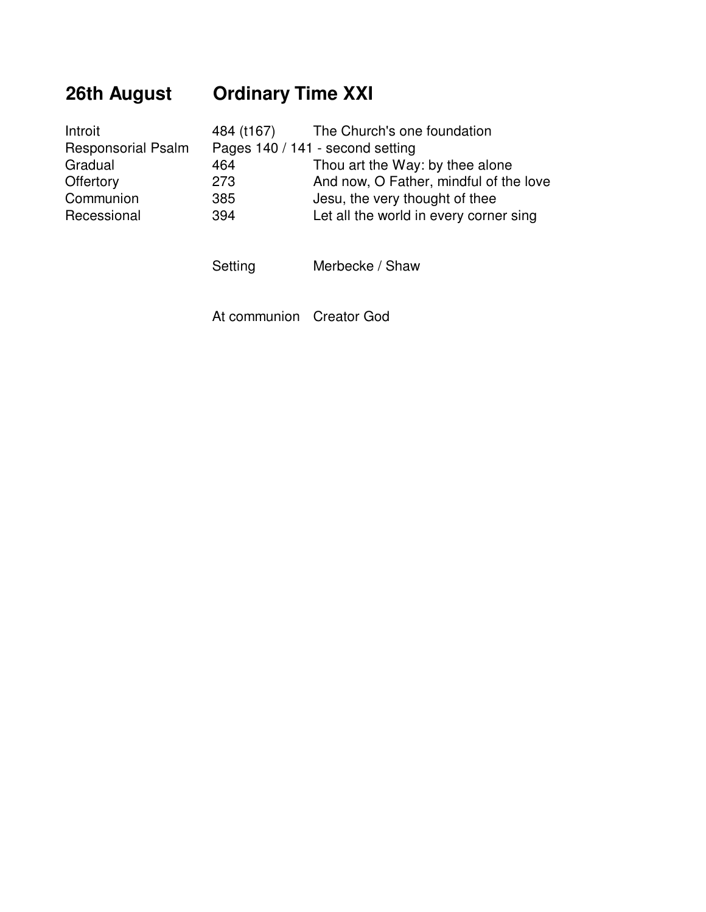## 26th August Ordinary Time XXI

| | | |
|---|---|---|
| Introit | 484 (t167) | The Church's one foundation |
| Responsorial Psalm | Pages 140 / 141 - second setting | |
| Gradual | 464 | Thou art the Way: by thee alone |
| Offertory | 273 | And now, O Father, mindful of the love |
| Communion | 385 | Jesu, the very thought of thee |
| Recessional | 394 | Let all the world in every corner sing |

Setting Merbecke / Shaw

At communion Creator God